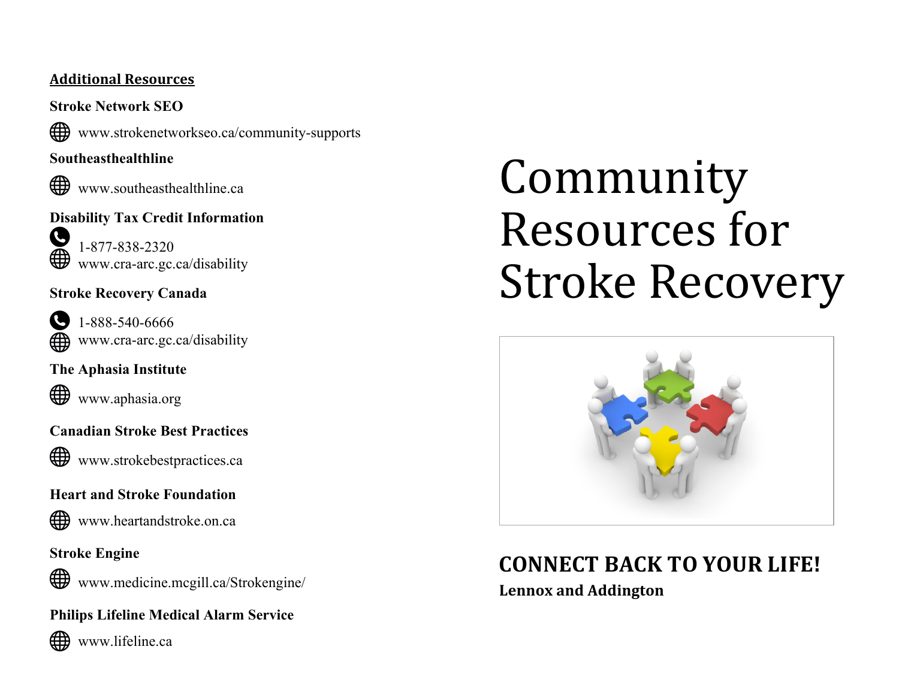## Additional Resources

**Stroke Network SEO**

www.strokenetworkseo.ca/community-supports

**Southeasthealthline**

www.southeasthealthline.ca

**Disability Tax Credit Information**

1-877-838-2320
www.cra-arc.gc.ca/disability

**Stroke Recovery Canada**

1-888-540-6666
www.cra-arc.gc.ca/disability

**The Aphasia Institute**

www.aphasia.org

**Canadian Stroke Best Practices**

www.strokebestpractices.ca

**Heart and Stroke Foundation**

www.heartandstroke.on.ca

**Stroke Engine**

www.medicine.mcgill.ca/Strokengine/

**Philips Lifeline Medical Alarm Service**

www.lifeline.ca

# Community Resources for Stroke Recovery

## CONNECT BACK TO YOUR LIFE!

**Lennox and Addington**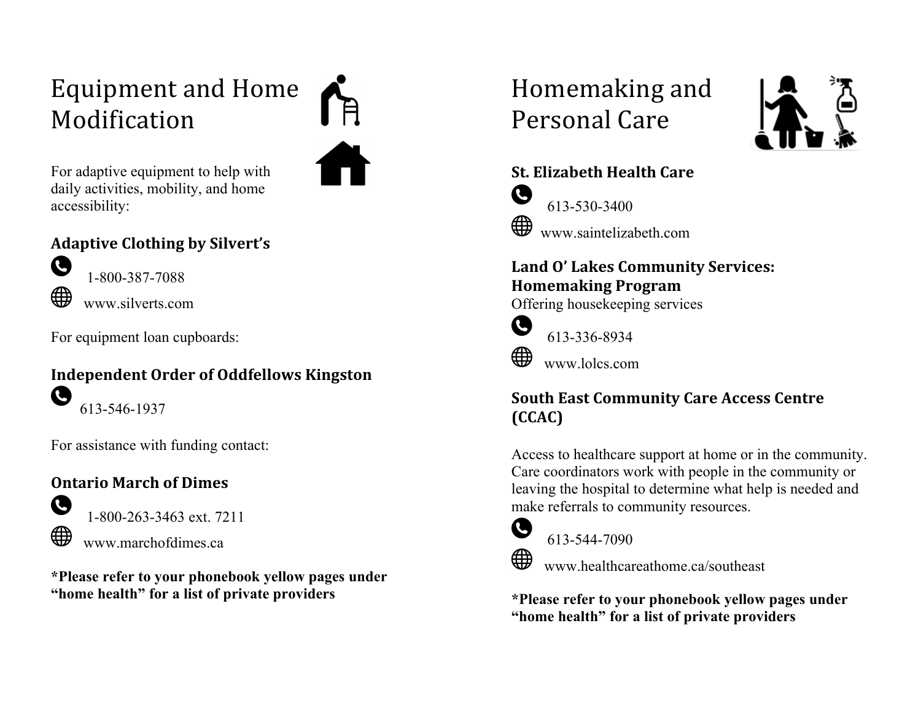# Equipment and Home Modification

For adaptive equipment to help with daily activities, mobility, and home accessibility:

### Adaptive Clothing by Silvert's

1-800-387-7088

www.silverts.com

For equipment loan cupboards:

### Independent Order of Oddfellows Kingston

613-546-1937

For assistance with funding contact:

### Ontario March of Dimes

1-800-263-3463 ext. 7211

www.marchofdimes.ca

**\*Please refer to your phonebook yellow pages under "home health" for a list of private providers**

# Homemaking and Personal Care

### St. Elizabeth Health Care

613-530-3400

www.saintelizabeth.com

### Land O' Lakes Community Services: Homemaking Program

Offering housekeeping services

613-336-8934

www.lolcs.com

### South East Community Care Access Centre (CCAC)

Access to healthcare support at home or in the community. Care coordinators work with people in the community or leaving the hospital to determine what help is needed and make referrals to community resources.

613-544-7090

www.healthcareathome.ca/southeast

**\*Please refer to your phonebook yellow pages under "home health" for a list of private providers**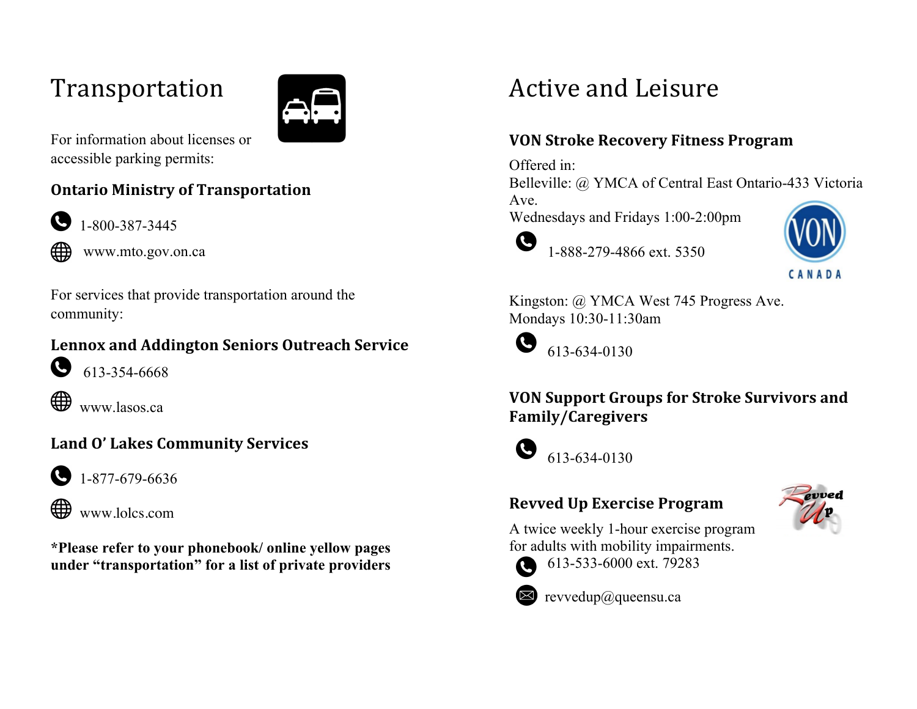# Transportation

For information about licenses or accessible parking permits:

### Ontario Ministry of Transportation

1-800-387-3445

www.mto.gov.on.ca

For services that provide transportation around the community:

### Lennox and Addington Seniors Outreach Service

613-354-6668

www.lasos.ca

### Land O' Lakes Community Services

1-877-679-6636

www.lolcs.com

**\*Please refer to your phonebook/ online yellow pages under "transportation" for a list of private providers**

# Active and Leisure

### VON Stroke Recovery Fitness Program

Offered in:
Belleville: @ YMCA of Central East Ontario-433 Victoria Ave.
Wednesdays and Fridays 1:00-2:00pm

1-888-279-4866 ext. 5350

Kingston: @ YMCA West 745 Progress Ave.
Mondays 10:30-11:30am

613-634-0130

### VON Support Groups for Stroke Survivors and Family/Caregivers

613-634-0130

### Revved Up Exercise Program

A twice weekly 1-hour exercise program for adults with mobility impairments.

613-533-6000 ext. 79283

revvedup@queensu.ca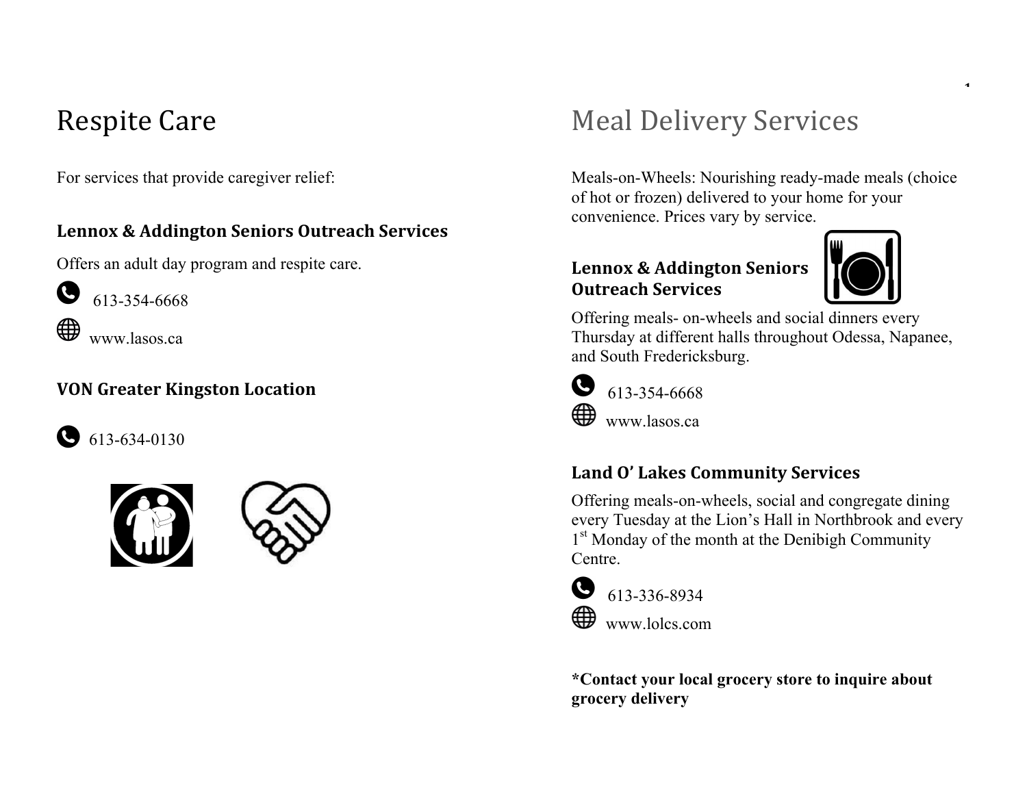# Respite Care

For services that provide caregiver relief:

### Lennox & Addington Seniors Outreach Services

Offers an adult day program and respite care.

613-354-6668

www.lasos.ca

### VON Greater Kingston Location

613-634-0130

# Meal Delivery Services

Meals-on-Wheels: Nourishing ready-made meals (choice of hot or frozen) delivered to your home for your convenience. Prices vary by service.

### Lennox & Addington Seniors Outreach Services

Offering meals- on-wheels and social dinners every Thursday at different halls throughout Odessa, Napanee, and South Fredericksburg.

613-354-6668

www.lasos.ca

### Land O' Lakes Community Services

Offering meals-on-wheels, social and congregate dining every Tuesday at the Lion's Hall in Northbrook and every 1st Monday of the month at the Denibigh Community Centre.

613-336-8934

www.lolcs.com

**\*Contact your local grocery store to inquire about grocery delivery**